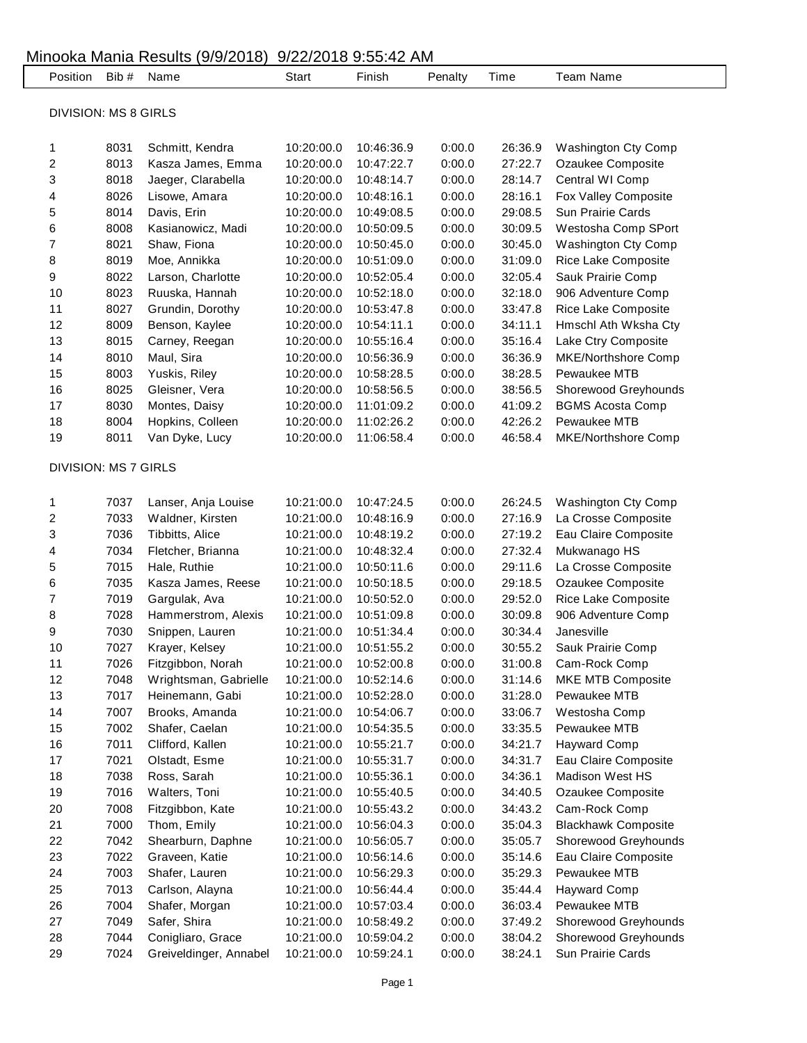# Minooka Mania Results (9/9/2018) 9/22/2018 9:55:42 AM

| Position | Bib # | Name | Start | Finish | Penalty | Time | Team Name |
|---|---|---|---|---|---|---|---|
| DIVISION: MS 8 GIRLS | | | | | | | |
| 1 | 8031 | Schmitt, Kendra | 10:20:00.0 | 10:46:36.9 | 0:00.0 | 26:36.9 | Washington Cty Comp |
| 2 | 8013 | Kasza James, Emma | 10:20:00.0 | 10:47:22.7 | 0:00.0 | 27:22.7 | Ozaukee Composite |
| 3 | 8018 | Jaeger, Clarabella | 10:20:00.0 | 10:48:14.7 | 0:00.0 | 28:14.7 | Central WI Comp |
| 4 | 8026 | Lisowe, Amara | 10:20:00.0 | 10:48:16.1 | 0:00.0 | 28:16.1 | Fox Valley Composite |
| 5 | 8014 | Davis, Erin | 10:20:00.0 | 10:49:08.5 | 0:00.0 | 29:08.5 | Sun Prairie Cards |
| 6 | 8008 | Kasianowicz, Madi | 10:20:00.0 | 10:50:09.5 | 0:00.0 | 30:09.5 | Westosha Comp SPort |
| 7 | 8021 | Shaw, Fiona | 10:20:00.0 | 10:50:45.0 | 0:00.0 | 30:45.0 | Washington Cty Comp |
| 8 | 8019 | Moe, Annikka | 10:20:00.0 | 10:51:09.0 | 0:00.0 | 31:09.0 | Rice Lake Composite |
| 9 | 8022 | Larson, Charlotte | 10:20:00.0 | 10:52:05.4 | 0:00.0 | 32:05.4 | Sauk Prairie Comp |
| 10 | 8023 | Ruuska, Hannah | 10:20:00.0 | 10:52:18.0 | 0:00.0 | 32:18.0 | 906 Adventure Comp |
| 11 | 8027 | Grundin, Dorothy | 10:20:00.0 | 10:53:47.8 | 0:00.0 | 33:47.8 | Rice Lake Composite |
| 12 | 8009 | Benson, Kaylee | 10:20:00.0 | 10:54:11.1 | 0:00.0 | 34:11.1 | Hmschl Ath Wksha Cty |
| 13 | 8015 | Carney, Reegan | 10:20:00.0 | 10:55:16.4 | 0:00.0 | 35:16.4 | Lake Ctry Composite |
| 14 | 8010 | Maul, Sira | 10:20:00.0 | 10:56:36.9 | 0:00.0 | 36:36.9 | MKE/Northshore Comp |
| 15 | 8003 | Yuskis, Riley | 10:20:00.0 | 10:58:28.5 | 0:00.0 | 38:28.5 | Pewaukee MTB |
| 16 | 8025 | Gleisner, Vera | 10:20:00.0 | 10:58:56.5 | 0:00.0 | 38:56.5 | Shorewood Greyhounds |
| 17 | 8030 | Montes, Daisy | 10:20:00.0 | 11:01:09.2 | 0:00.0 | 41:09.2 | BGMS Acosta Comp |
| 18 | 8004 | Hopkins, Colleen | 10:20:00.0 | 11:02:26.2 | 0:00.0 | 42:26.2 | Pewaukee MTB |
| 19 | 8011 | Van Dyke, Lucy | 10:20:00.0 | 11:06:58.4 | 0:00.0 | 46:58.4 | MKE/Northshore Comp |
| DIVISION: MS 7 GIRLS | | | | | | | |
| 1 | 7037 | Lanser, Anja Louise | 10:21:00.0 | 10:47:24.5 | 0:00.0 | 26:24.5 | Washington Cty Comp |
| 2 | 7033 | Waldner, Kirsten | 10:21:00.0 | 10:48:16.9 | 0:00.0 | 27:16.9 | La Crosse Composite |
| 3 | 7036 | Tibbitts, Alice | 10:21:00.0 | 10:48:19.2 | 0:00.0 | 27:19.2 | Eau Claire Composite |
| 4 | 7034 | Fletcher, Brianna | 10:21:00.0 | 10:48:32.4 | 0:00.0 | 27:32.4 | Mukwanago HS |
| 5 | 7015 | Hale, Ruthie | 10:21:00.0 | 10:50:11.6 | 0:00.0 | 29:11.6 | La Crosse Composite |
| 6 | 7035 | Kasza James, Reese | 10:21:00.0 | 10:50:18.5 | 0:00.0 | 29:18.5 | Ozaukee Composite |
| 7 | 7019 | Gargulak, Ava | 10:21:00.0 | 10:50:52.0 | 0:00.0 | 29:52.0 | Rice Lake Composite |
| 8 | 7028 | Hammerstrom, Alexis | 10:21:00.0 | 10:51:09.8 | 0:00.0 | 30:09.8 | 906 Adventure Comp |
| 9 | 7030 | Snippen, Lauren | 10:21:00.0 | 10:51:34.4 | 0:00.0 | 30:34.4 | Janesville |
| 10 | 7027 | Krayer, Kelsey | 10:21:00.0 | 10:51:55.2 | 0:00.0 | 30:55.2 | Sauk Prairie Comp |
| 11 | 7026 | Fitzgibbon, Norah | 10:21:00.0 | 10:52:00.8 | 0:00.0 | 31:00.8 | Cam-Rock Comp |
| 12 | 7048 | Wrightsman, Gabrielle | 10:21:00.0 | 10:52:14.6 | 0:00.0 | 31:14.6 | MKE MTB Composite |
| 13 | 7017 | Heinemann, Gabi | 10:21:00.0 | 10:52:28.0 | 0:00.0 | 31:28.0 | Pewaukee MTB |
| 14 | 7007 | Brooks, Amanda | 10:21:00.0 | 10:54:06.7 | 0:00.0 | 33:06.7 | Westosha Comp |
| 15 | 7002 | Shafer, Caelan | 10:21:00.0 | 10:54:35.5 | 0:00.0 | 33:35.5 | Pewaukee MTB |
| 16 | 7011 | Clifford, Kallen | 10:21:00.0 | 10:55:21.7 | 0:00.0 | 34:21.7 | Hayward Comp |
| 17 | 7021 | Olstadt, Esme | 10:21:00.0 | 10:55:31.7 | 0:00.0 | 34:31.7 | Eau Claire Composite |
| 18 | 7038 | Ross, Sarah | 10:21:00.0 | 10:55:36.1 | 0:00.0 | 34:36.1 | Madison West HS |
| 19 | 7016 | Walters, Toni | 10:21:00.0 | 10:55:40.5 | 0:00.0 | 34:40.5 | Ozaukee Composite |
| 20 | 7008 | Fitzgibbon, Kate | 10:21:00.0 | 10:55:43.2 | 0:00.0 | 34:43.2 | Cam-Rock Comp |
| 21 | 7000 | Thom, Emily | 10:21:00.0 | 10:56:04.3 | 0:00.0 | 35:04.3 | Blackhawk Composite |
| 22 | 7042 | Shearburn, Daphne | 10:21:00.0 | 10:56:05.7 | 0:00.0 | 35:05.7 | Shorewood Greyhounds |
| 23 | 7022 | Graveen, Katie | 10:21:00.0 | 10:56:14.6 | 0:00.0 | 35:14.6 | Eau Claire Composite |
| 24 | 7003 | Shafer, Lauren | 10:21:00.0 | 10:56:29.3 | 0:00.0 | 35:29.3 | Pewaukee MTB |
| 25 | 7013 | Carlson, Alayna | 10:21:00.0 | 10:56:44.4 | 0:00.0 | 35:44.4 | Hayward Comp |
| 26 | 7004 | Shafer, Morgan | 10:21:00.0 | 10:57:03.4 | 0:00.0 | 36:03.4 | Pewaukee MTB |
| 27 | 7049 | Safer, Shira | 10:21:00.0 | 10:58:49.2 | 0:00.0 | 37:49.2 | Shorewood Greyhounds |
| 28 | 7044 | Conigliaro, Grace | 10:21:00.0 | 10:59:04.2 | 0:00.0 | 38:04.2 | Shorewood Greyhounds |
| 29 | 7024 | Greiveldinger, Annabel | 10:21:00.0 | 10:59:24.1 | 0:00.0 | 38:24.1 | Sun Prairie Cards |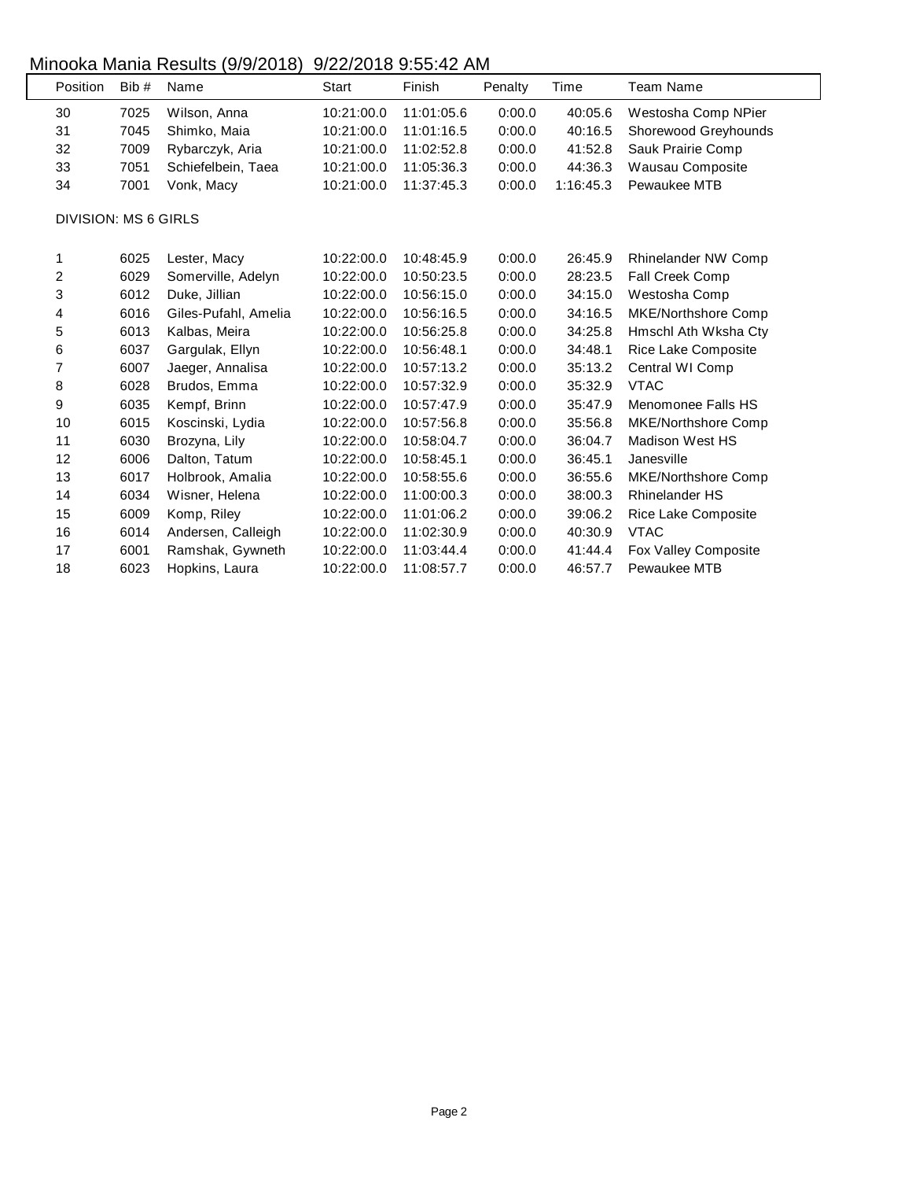# Minooka Mania Results (9/9/2018) 9/22/2018 9:55:42 AM

| Position | Bib # | Name | Start | Finish | Penalty | Time | Team Name |
|---|---|---|---|---|---|---|---|
| 30 | 7025 | Wilson, Anna | 10:21:00.0 | 11:01:05.6 | 0:00.0 | 40:05.6 | Westosha Comp NPier |
| 31 | 7045 | Shimko, Maia | 10:21:00.0 | 11:01:16.5 | 0:00.0 | 40:16.5 | Shorewood Greyhounds |
| 32 | 7009 | Rybarczyk, Aria | 10:21:00.0 | 11:02:52.8 | 0:00.0 | 41:52.8 | Sauk Prairie Comp |
| 33 | 7051 | Schiefelbein, Taea | 10:21:00.0 | 11:05:36.3 | 0:00.0 | 44:36.3 | Wausau Composite |
| 34 | 7001 | Vonk, Macy | 10:21:00.0 | 11:37:45.3 | 0:00.0 | 1:16:45.3 | Pewaukee MTB |

DIVISION: MS 6 GIRLS

| Position | Bib # | Name | Start | Finish | Penalty | Time | Team Name |
|---|---|---|---|---|---|---|---|
| 1 | 6025 | Lester, Macy | 10:22:00.0 | 10:48:45.9 | 0:00.0 | 26:45.9 | Rhinelander NW Comp |
| 2 | 6029 | Somerville, Adelyn | 10:22:00.0 | 10:50:23.5 | 0:00.0 | 28:23.5 | Fall Creek Comp |
| 3 | 6012 | Duke, Jillian | 10:22:00.0 | 10:56:15.0 | 0:00.0 | 34:15.0 | Westosha Comp |
| 4 | 6016 | Giles-Pufahl, Amelia | 10:22:00.0 | 10:56:16.5 | 0:00.0 | 34:16.5 | MKE/Northshore Comp |
| 5 | 6013 | Kalbas, Meira | 10:22:00.0 | 10:56:25.8 | 0:00.0 | 34:25.8 | Hmschl Ath Wksha Cty |
| 6 | 6037 | Gargulak, Ellyn | 10:22:00.0 | 10:56:48.1 | 0:00.0 | 34:48.1 | Rice Lake Composite |
| 7 | 6007 | Jaeger, Annalisa | 10:22:00.0 | 10:57:13.2 | 0:00.0 | 35:13.2 | Central WI Comp |
| 8 | 6028 | Brudos, Emma | 10:22:00.0 | 10:57:32.9 | 0:00.0 | 35:32.9 | VTAC |
| 9 | 6035 | Kempf, Brinn | 10:22:00.0 | 10:57:47.9 | 0:00.0 | 35:47.9 | Menomonee Falls HS |
| 10 | 6015 | Koscinski, Lydia | 10:22:00.0 | 10:57:56.8 | 0:00.0 | 35:56.8 | MKE/Northshore Comp |
| 11 | 6030 | Brozyna, Lily | 10:22:00.0 | 10:58:04.7 | 0:00.0 | 36:04.7 | Madison West HS |
| 12 | 6006 | Dalton, Tatum | 10:22:00.0 | 10:58:45.1 | 0:00.0 | 36:45.1 | Janesville |
| 13 | 6017 | Holbrook, Amalia | 10:22:00.0 | 10:58:55.6 | 0:00.0 | 36:55.6 | MKE/Northshore Comp |
| 14 | 6034 | Wisner, Helena | 10:22:00.0 | 11:00:00.3 | 0:00.0 | 38:00.3 | Rhinelander HS |
| 15 | 6009 | Komp, Riley | 10:22:00.0 | 11:01:06.2 | 0:00.0 | 39:06.2 | Rice Lake Composite |
| 16 | 6014 | Andersen, Calleigh | 10:22:00.0 | 11:02:30.9 | 0:00.0 | 40:30.9 | VTAC |
| 17 | 6001 | Ramshak, Gywneth | 10:22:00.0 | 11:03:44.4 | 0:00.0 | 41:44.4 | Fox Valley Composite |
| 18 | 6023 | Hopkins, Laura | 10:22:00.0 | 11:08:57.7 | 0:00.0 | 46:57.7 | Pewaukee MTB |